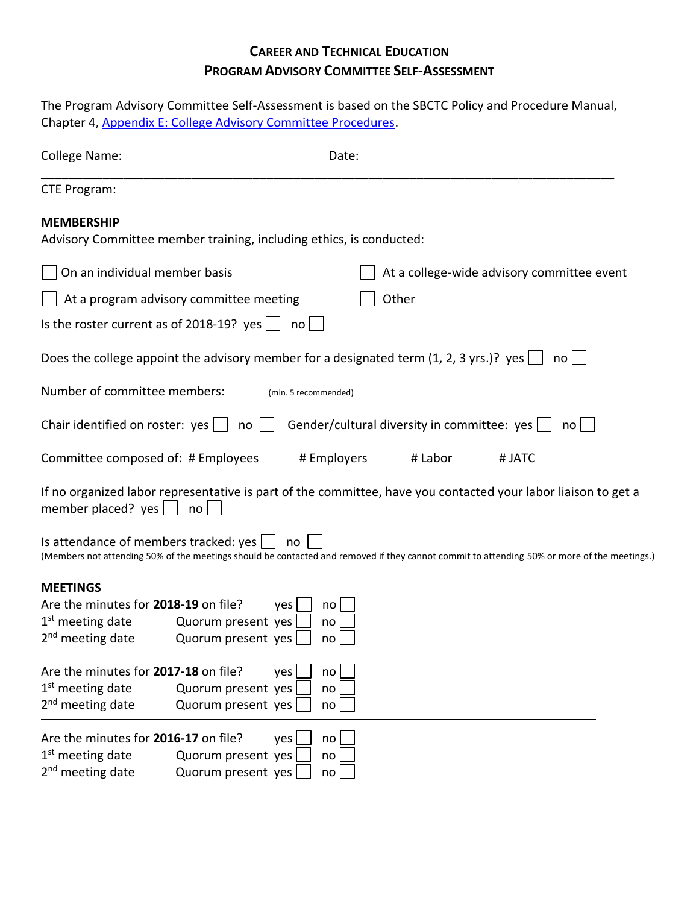# Career and Technical Education
## Program Advisory Committee Self-Assessment

The Program Advisory Committee Self-Assessment is based on the SBCTC Policy and Procedure Manual, Chapter 4, [Appendix E: College Advisory Committee Procedures](#).

College Name: Date:

CTE Program:

**MEMBERSHIP**

Advisory Committee member training, including ethics, is conducted:

☐ On an individual member basis ☐ At a college-wide advisory committee event

☐ At a program advisory committee meeting ☐ Other

Is the roster current as of 2018-19? yes ☐ no ☐

Does the college appoint the advisory member for a designated term (1, 2, 3 yrs.)? yes ☐ no ☐

Number of committee members: (min. 5 recommended)

Chair identified on roster: yes ☐ no ☐ Gender/cultural diversity in committee: yes ☐ no ☐

Committee composed of: # Employees # Employers # Labor # JATC

If no organized labor representative is part of the committee, have you contacted your labor liaison to get a member placed? yes ☐ no ☐

Is attendance of members tracked: yes ☐ no ☐

(Members not attending 50% of the meetings should be contacted and removed if they cannot commit to attending 50% or more of the meetings.)

**MEETINGS**

Are the minutes for **2018-19** on file? yes ☐ no ☐

1st meeting date Quorum present yes ☐ no ☐

2nd meeting date Quorum present yes ☐ no ☐

---

Are the minutes for **2017-18** on file? yes ☐ no ☐

1st meeting date Quorum present yes ☐ no ☐

2nd meeting date Quorum present yes ☐ no ☐

---

Are the minutes for **2016-17** on file? yes ☐ no ☐

1st meeting date Quorum present yes ☐ no ☐

2nd meeting date Quorum present yes ☐ no ☐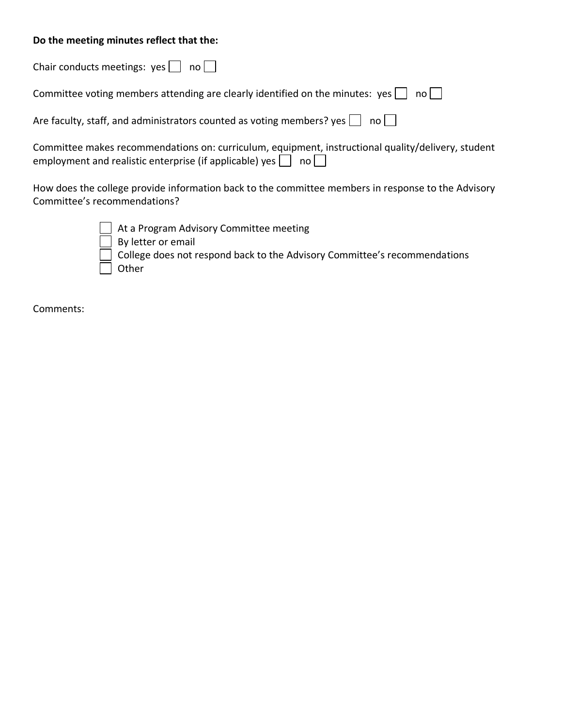**Do the meeting minutes reflect that the:**

Chair conducts meetings: yes ☐ no ☐

Committee voting members attending are clearly identified on the minutes: yes ☐ no ☐

Are faculty, staff, and administrators counted as voting members? yes ☐ no ☐

Committee makes recommendations on: curriculum, equipment, instructional quality/delivery, student employment and realistic enterprise (if applicable) yes ☐ no ☐

How does the college provide information back to the committee members in response to the Advisory Committee's recommendations?

- ☐ At a Program Advisory Committee meeting
- ☐ By letter or email
- ☐ College does not respond back to the Advisory Committee's recommendations
- ☐ Other

Comments: